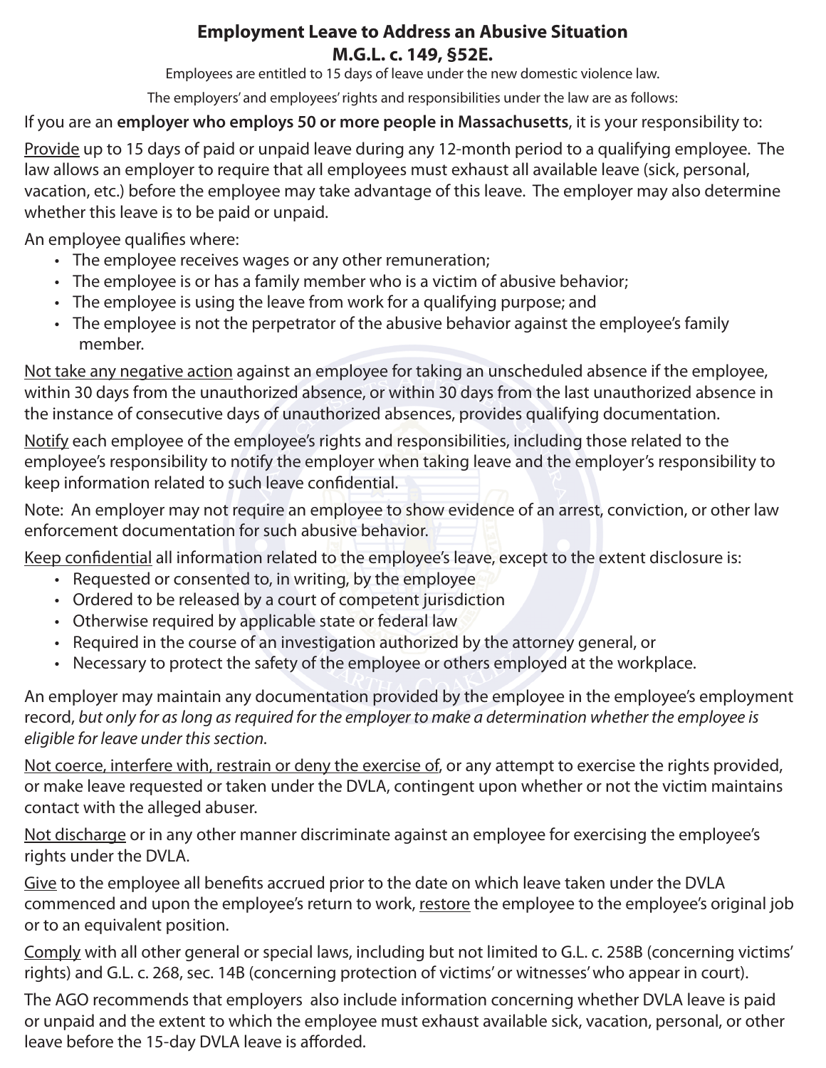# Employment Leave to Address an Abusive Situation
## M.G.L. c. 149, §52E.

Employees are entitled to 15 days of leave under the new domestic violence law.

The employers' and employees' rights and responsibilities under the law are as follows:

If you are an **employer who employs 50 or more people in Massachusetts**, it is your responsibility to:

Provide up to 15 days of paid or unpaid leave during any 12-month period to a qualifying employee. The law allows an employer to require that all employees must exhaust all available leave (sick, personal, vacation, etc.) before the employee may take advantage of this leave. The employer may also determine whether this leave is to be paid or unpaid.

An employee qualifies where:

- The employee receives wages or any other remuneration;
- The employee is or has a family member who is a victim of abusive behavior;
- The employee is using the leave from work for a qualifying purpose; and
- The employee is not the perpetrator of the abusive behavior against the employee's family member.

Not take any negative action against an employee for taking an unscheduled absence if the employee, within 30 days from the unauthorized absence, or within 30 days from the last unauthorized absence in the instance of consecutive days of unauthorized absences, provides qualifying documentation.

Notify each employee of the employee's rights and responsibilities, including those related to the employee's responsibility to notify the employer when taking leave and the employer's responsibility to keep information related to such leave confidential.

Note: An employer may not require an employee to show evidence of an arrest, conviction, or other law enforcement documentation for such abusive behavior.

Keep confidential all information related to the employee's leave, except to the extent disclosure is:

- Requested or consented to, in writing, by the employee
- Ordered to be released by a court of competent jurisdiction
- Otherwise required by applicable state or federal law
- Required in the course of an investigation authorized by the attorney general, or
- Necessary to protect the safety of the employee or others employed at the workplace.

An employer may maintain any documentation provided by the employee in the employee's employment record, *but only for as long as required for the employer to make a determination whether the employee is eligible for leave under this section.*

Not coerce, interfere with, restrain or deny the exercise of, or any attempt to exercise the rights provided, or make leave requested or taken under the DVLA, contingent upon whether or not the victim maintains contact with the alleged abuser.

Not discharge or in any other manner discriminate against an employee for exercising the employee's rights under the DVLA.

Give to the employee all benefits accrued prior to the date on which leave taken under the DVLA commenced and upon the employee's return to work, restore the employee to the employee's original job or to an equivalent position.

Comply with all other general or special laws, including but not limited to G.L. c. 258B (concerning victims' rights) and G.L. c. 268, sec. 14B (concerning protection of victims' or witnesses' who appear in court).

The AGO recommends that employers also include information concerning whether DVLA leave is paid or unpaid and the extent to which the employee must exhaust available sick, vacation, personal, or other leave before the 15-day DVLA leave is afforded.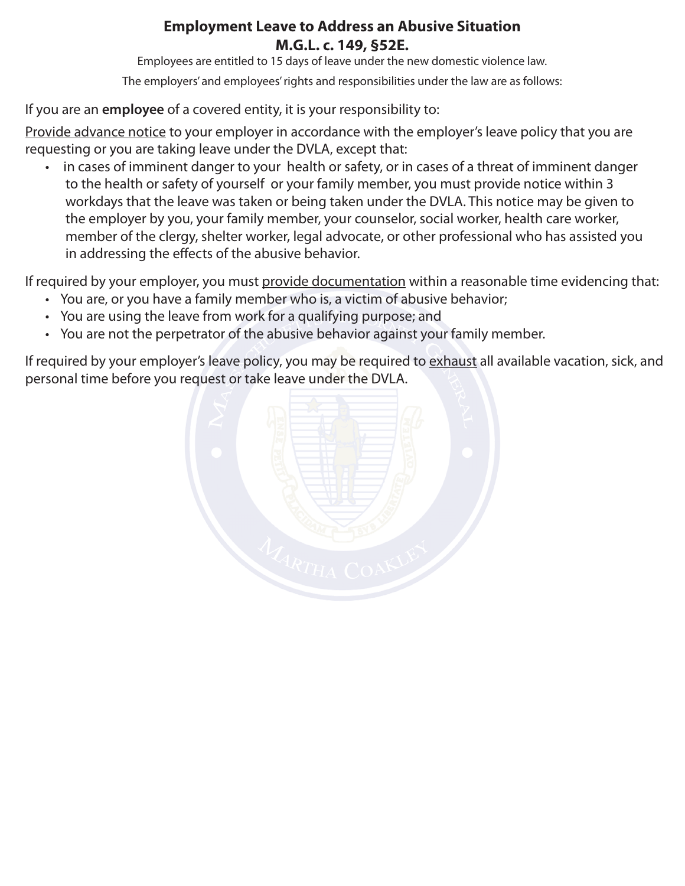## Employment Leave to Address an Abusive Situation
## M.G.L. c. 149, §52E.

Employees are entitled to 15 days of leave under the new domestic violence law.

The employers' and employees' rights and responsibilities under the law are as follows:

If you are an **employee** of a covered entity, it is your responsibility to:

<u>Provide advance notice</u> to your employer in accordance with the employer's leave policy that you are requesting or you are taking leave under the DVLA, except that:

- in cases of imminent danger to your health or safety, or in cases of a threat of imminent danger to the health or safety of yourself or your family member, you must provide notice within 3 workdays that the leave was taken or being taken under the DVLA. This notice may be given to the employer by you, your family member, your counselor, social worker, health care worker, member of the clergy, shelter worker, legal advocate, or other professional who has assisted you in addressing the effects of the abusive behavior.

If required by your employer, you must <u>provide documentation</u> within a reasonable time evidencing that:

- You are, or you have a family member who is, a victim of abusive behavior;
- You are using the leave from work for a qualifying purpose; and
- You are not the perpetrator of the abusive behavior against your family member.

If required by your employer's leave policy, you may be required to <u>exhaust</u> all available vacation, sick, and personal time before you request or take leave under the DVLA.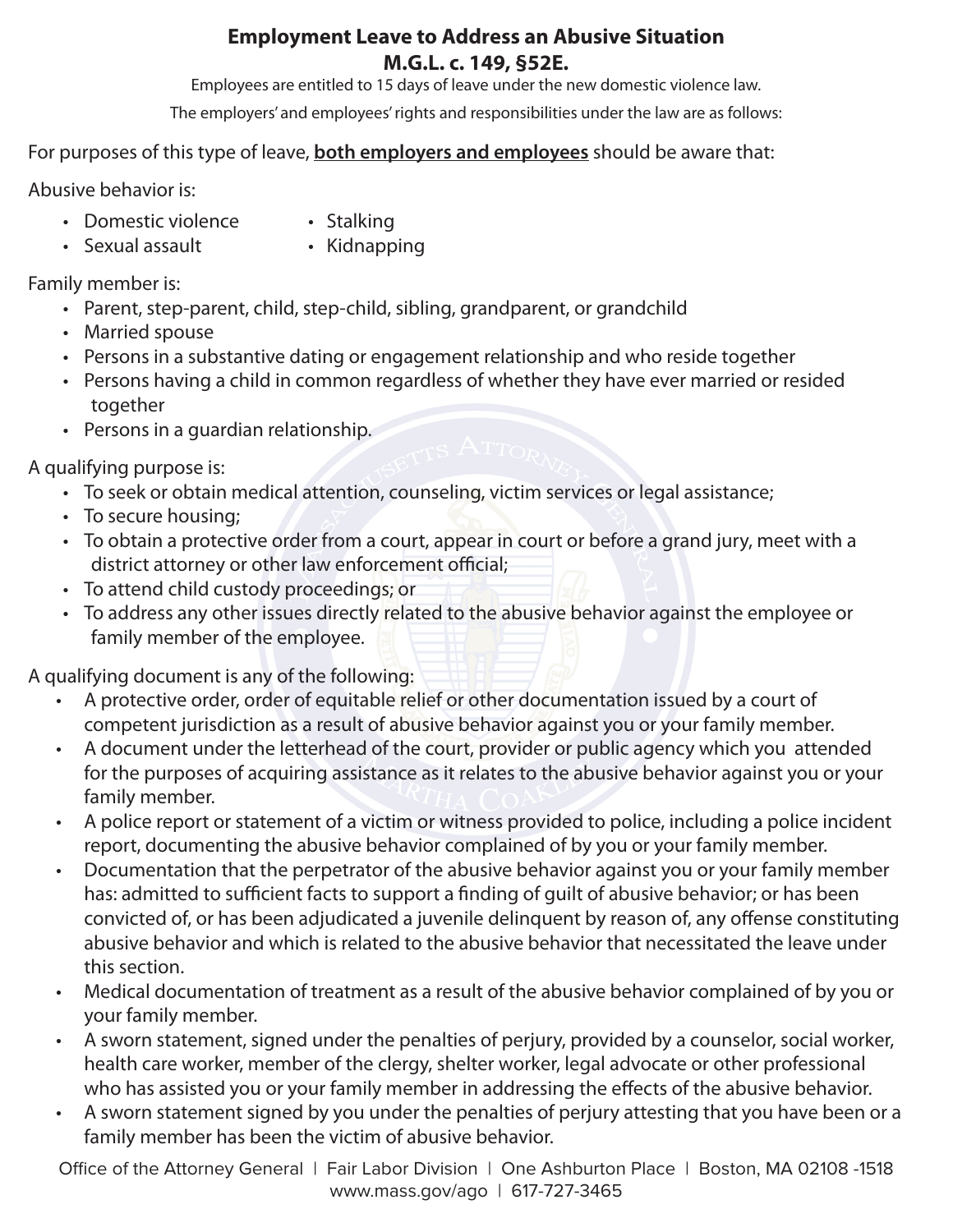# Employment Leave to Address an Abusive Situation
## M.G.L. c. 149, §52E.

Employees are entitled to 15 days of leave under the new domestic violence law.

The employers' and employees' rights and responsibilities under the law are as follows:

For purposes of this type of leave, **both employers and employees** should be aware that:

Abusive behavior is:

- Domestic violence
- Sexual assault
- Stalking
- Kidnapping

Family member is:

- Parent, step-parent, child, step-child, sibling, grandparent, or grandchild
- Married spouse
- Persons in a substantive dating or engagement relationship and who reside together
- Persons having a child in common regardless of whether they have ever married or resided together
- Persons in a guardian relationship.

A qualifying purpose is:

- To seek or obtain medical attention, counseling, victim services or legal assistance;
- To secure housing;
- To obtain a protective order from a court, appear in court or before a grand jury, meet with a district attorney or other law enforcement official;
- To attend child custody proceedings; or
- To address any other issues directly related to the abusive behavior against the employee or family member of the employee.

A qualifying document is any of the following:

- A protective order, order of equitable relief or other documentation issued by a court of competent jurisdiction as a result of abusive behavior against you or your family member.
- A document under the letterhead of the court, provider or public agency which you attended for the purposes of acquiring assistance as it relates to the abusive behavior against you or your family member.
- A police report or statement of a victim or witness provided to police, including a police incident report, documenting the abusive behavior complained of by you or your family member.
- Documentation that the perpetrator of the abusive behavior against you or your family member has: admitted to sufficient facts to support a finding of guilt of abusive behavior; or has been convicted of, or has been adjudicated a juvenile delinquent by reason of, any offense constituting abusive behavior and which is related to the abusive behavior that necessitated the leave under this section.
- Medical documentation of treatment as a result of the abusive behavior complained of by you or your family member.
- A sworn statement, signed under the penalties of perjury, provided by a counselor, social worker, health care worker, member of the clergy, shelter worker, legal advocate or other professional who has assisted you or your family member in addressing the effects of the abusive behavior.
- A sworn statement signed by you under the penalties of perjury attesting that you have been or a family member has been the victim of abusive behavior.

Office of the Attorney General | Fair Labor Division | One Ashburton Place | Boston, MA 02108 -1518
www.mass.gov/ago | 617-727-3465